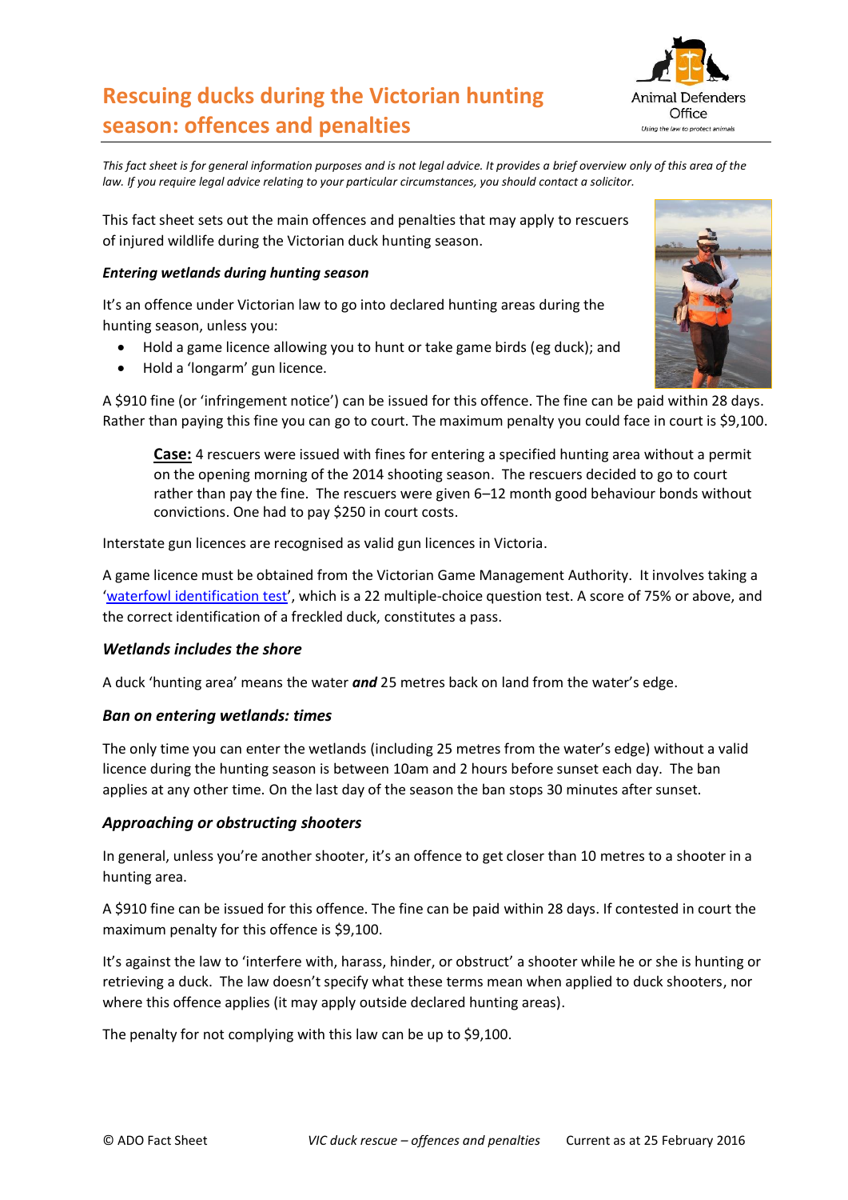# Rescuing ducks during the Victorian hunting season: offences and penalties

*This fact sheet is for general information purposes and is not legal advice. It provides a brief overview only of this area of the law. If you require legal advice relating to your particular circumstances, you should contact a solicitor.*

This fact sheet sets out the main offences and penalties that may apply to rescuers of injured wildlife during the Victorian duck hunting season.

### *Entering wetlands during hunting season*

It's an offence under Victorian law to go into declared hunting areas during the hunting season, unless you:

- Hold a game licence allowing you to hunt or take game birds (eg duck); and
- Hold a 'longarm' gun licence.

A $910 fine (or 'infringement notice') can be issued for this offence. The fine can be paid within 28 days. Rather than paying this fine you can go to court. The maximum penalty you could face in court is $9,100.

> **Case:** 4 rescuers were issued with fines for entering a specified hunting area without a permit on the opening morning of the 2014 shooting season. The rescuers decided to go to court rather than pay the fine. The rescuers were given 6–12 month good behaviour bonds without convictions. One had to pay $250 in court costs.

Interstate gun licences are recognised as valid gun licences in Victoria.

A game licence must be obtained from the Victorian Game Management Authority. It involves taking a 'waterfowl identification test', which is a 22 multiple-choice question test. A score of 75% or above, and the correct identification of a freckled duck, constitutes a pass.

### *Wetlands includes the shore*

A duck 'hunting area' means the water ***and*** 25 metres back on land from the water's edge.

### *Ban on entering wetlands: times*

The only time you can enter the wetlands (including 25 metres from the water's edge) without a valid licence during the hunting season is between 10am and 2 hours before sunset each day. The ban applies at any other time. On the last day of the season the ban stops 30 minutes after sunset.

### *Approaching or obstructing shooters*

In general, unless you're another shooter, it's an offence to get closer than 10 metres to a shooter in a hunting area.

A $910 fine can be issued for this offence. The fine can be paid within 28 days. If contested in court the maximum penalty for this offence is $9,100.

It's against the law to 'interfere with, harass, hinder, or obstruct' a shooter while he or she is hunting or retrieving a duck. The law doesn't specify what these terms mean when applied to duck shooters, nor where this offence applies (it may apply outside declared hunting areas).

The penalty for not complying with this law can be up to $9,100.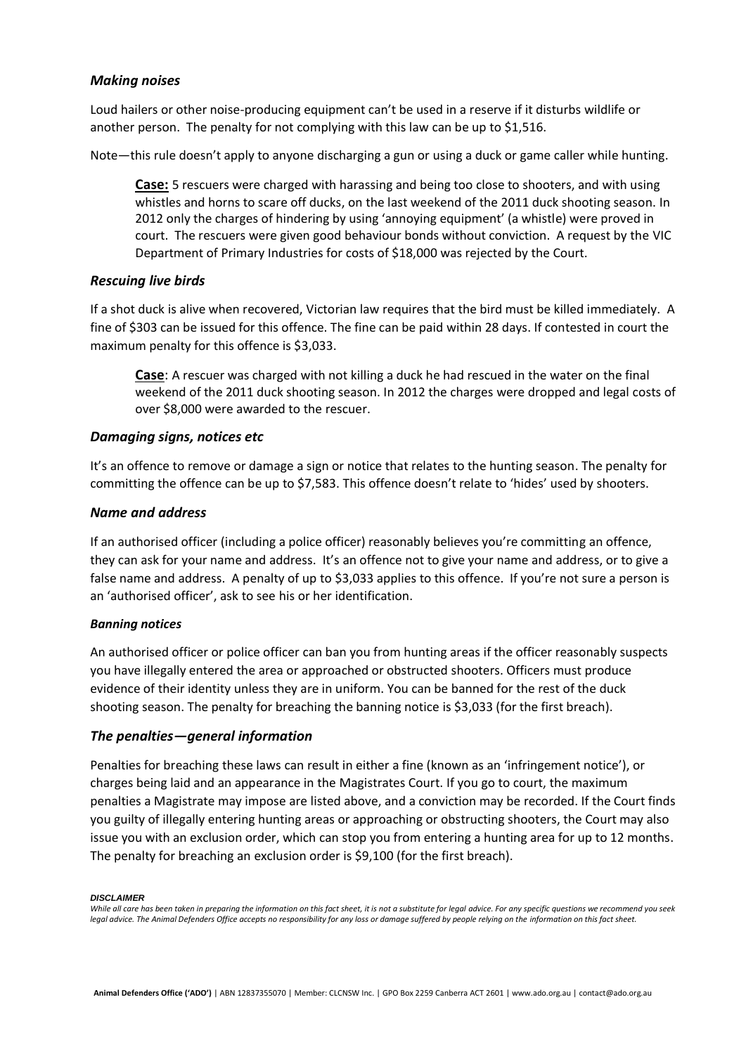### *Making noises*

Loud hailers or other noise-producing equipment can't be used in a reserve if it disturbs wildlife or another person. The penalty for not complying with this law can be up to $1,516.

Note—this rule doesn't apply to anyone discharging a gun or using a duck or game caller while hunting.

> **Case:** 5 rescuers were charged with harassing and being too close to shooters, and with using whistles and horns to scare off ducks, on the last weekend of the 2011 duck shooting season. In 2012 only the charges of hindering by using 'annoying equipment' (a whistle) were proved in court. The rescuers were given good behaviour bonds without conviction. A request by the VIC Department of Primary Industries for costs of $18,000 was rejected by the Court.

### *Rescuing live birds*

If a shot duck is alive when recovered, Victorian law requires that the bird must be killed immediately. A fine of $303 can be issued for this offence. The fine can be paid within 28 days. If contested in court the maximum penalty for this offence is $3,033.

> **Case**: A rescuer was charged with not killing a duck he had rescued in the water on the final weekend of the 2011 duck shooting season. In 2012 the charges were dropped and legal costs of over $8,000 were awarded to the rescuer.

### *Damaging signs, notices etc*

It's an offence to remove or damage a sign or notice that relates to the hunting season. The penalty for committing the offence can be up to $7,583. This offence doesn't relate to 'hides' used by shooters.

### *Name and address*

If an authorised officer (including a police officer) reasonably believes you're committing an offence, they can ask for your name and address. It's an offence not to give your name and address, or to give a false name and address. A penalty of up to $3,033 applies to this offence. If you're not sure a person is an 'authorised officer', ask to see his or her identification.

#### *Banning notices*

An authorised officer or police officer can ban you from hunting areas if the officer reasonably suspects you have illegally entered the area or approached or obstructed shooters. Officers must produce evidence of their identity unless they are in uniform. You can be banned for the rest of the duck shooting season. The penalty for breaching the banning notice is $3,033 (for the first breach).

### *The penalties—general information*

Penalties for breaching these laws can result in either a fine (known as an 'infringement notice'), or charges being laid and an appearance in the Magistrates Court. If you go to court, the maximum penalties a Magistrate may impose are listed above, and a conviction may be recorded. If the Court finds you guilty of illegally entering hunting areas or approaching or obstructing shooters, the Court may also issue you with an exclusion order, which can stop you from entering a hunting area for up to 12 months. The penalty for breaching an exclusion order is $9,100 (for the first breach).

***DISCLAIMER***

*While all care has been taken in preparing the information on this fact sheet, it is not a substitute for legal advice. For any specific questions we recommend you seek legal advice. The Animal Defenders Office accepts no responsibility for any loss or damage suffered by people relying on the information on this fact sheet.*

**Animal Defenders Office ('ADO')** | ABN 12837355070 | Member: CLCNSW Inc. | GPO Box 2259 Canberra ACT 2601 | www.ado.org.au | contact@ado.org.au